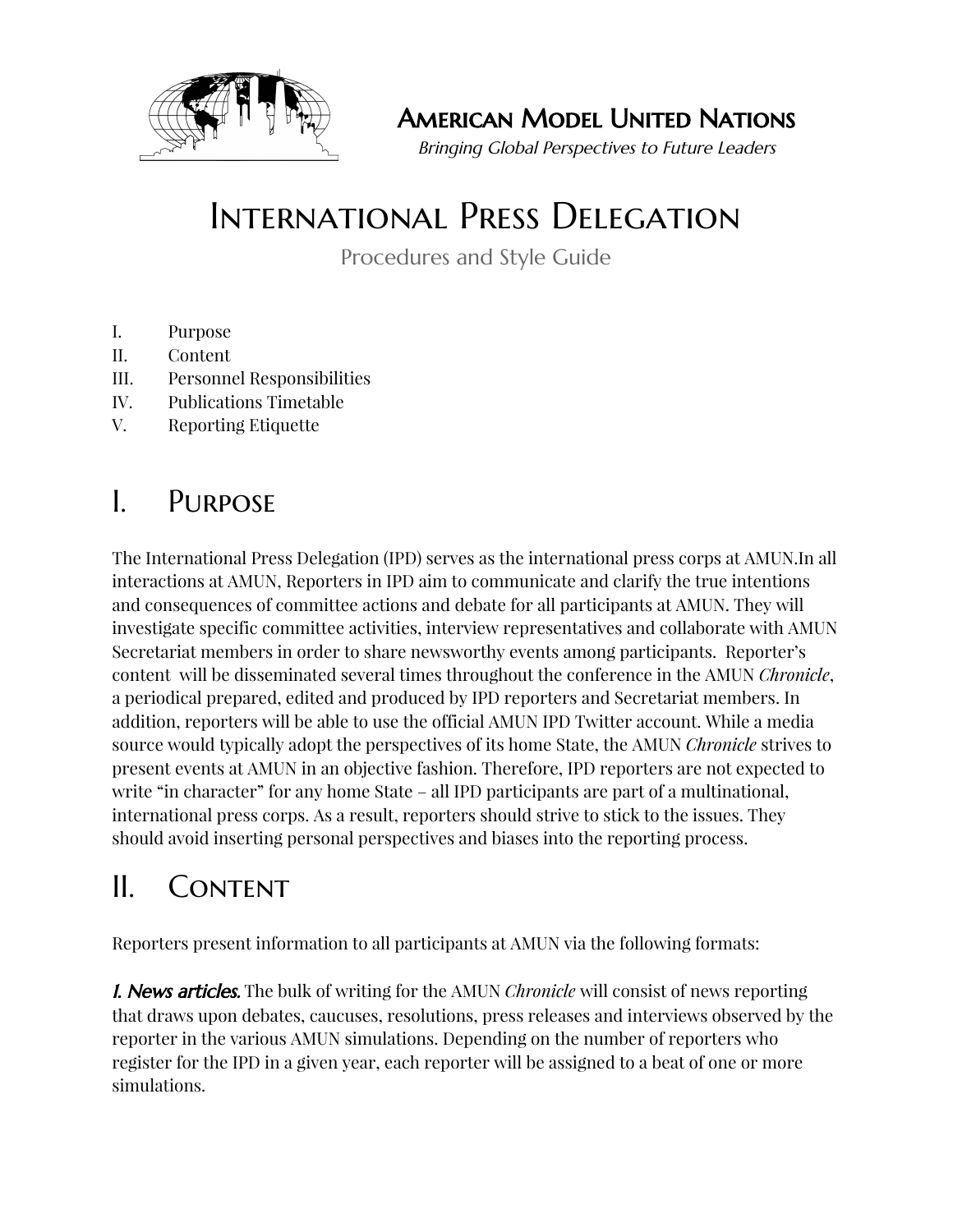# American Model United Nations

*Bringing Global Perspectives to Future Leaders*

# International Press Delegation

Procedures and Style Guide

I. Purpose
II. Content
III. Personnel Responsibilities
IV. Publications Timetable
V. Reporting Etiquette

## I. Purpose

The International Press Delegation (IPD) serves as the international press corps at AMUN.In all interactions at AMUN, Reporters in IPD aim to communicate and clarify the true intentions and consequences of committee actions and debate for all participants at AMUN. They will investigate specific committee activities, interview representatives and collaborate with AMUN Secretariat members in order to share newsworthy events among participants. Reporter's content will be disseminated several times throughout the conference in the AMUN *Chronicle*, a periodical prepared, edited and produced by IPD reporters and Secretariat members. In addition, reporters will be able to use the official AMUN IPD Twitter account. While a media source would typically adopt the perspectives of its home State, the AMUN *Chronicle* strives to present events at AMUN in an objective fashion. Therefore, IPD reporters are not expected to write "in character" for any home State – all IPD participants are part of a multinational, international press corps. As a result, reporters should strive to stick to the issues. They should avoid inserting personal perspectives and biases into the reporting process.

## II. Content

Reporters present information to all participants at AMUN via the following formats:

***I. News articles.*** The bulk of writing for the AMUN *Chronicle* will consist of news reporting that draws upon debates, caucuses, resolutions, press releases and interviews observed by the reporter in the various AMUN simulations. Depending on the number of reporters who register for the IPD in a given year, each reporter will be assigned to a beat of one or more simulations.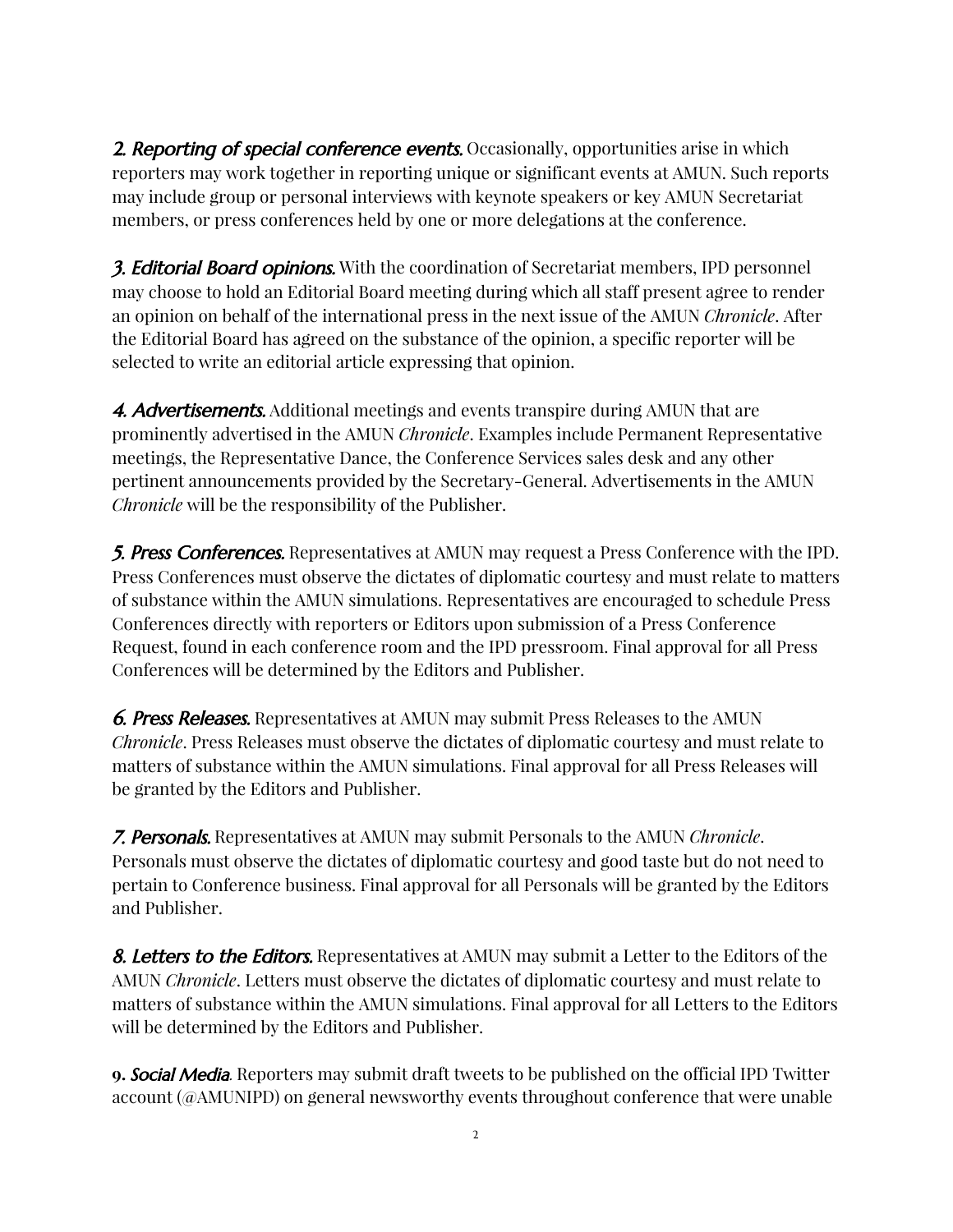***2. Reporting of special conference events.*** Occasionally, opportunities arise in which reporters may work together in reporting unique or significant events at AMUN. Such reports may include group or personal interviews with keynote speakers or key AMUN Secretariat members, or press conferences held by one or more delegations at the conference.

***3. Editorial Board opinions.*** With the coordination of Secretariat members, IPD personnel may choose to hold an Editorial Board meeting during which all staff present agree to render an opinion on behalf of the international press in the next issue of the AMUN *Chronicle*. After the Editorial Board has agreed on the substance of the opinion, a specific reporter will be selected to write an editorial article expressing that opinion.

***4. Advertisements.*** Additional meetings and events transpire during AMUN that are prominently advertised in the AMUN *Chronicle*. Examples include Permanent Representative meetings, the Representative Dance, the Conference Services sales desk and any other pertinent announcements provided by the Secretary-General. Advertisements in the AMUN *Chronicle* will be the responsibility of the Publisher.

***5. Press Conferences.*** Representatives at AMUN may request a Press Conference with the IPD. Press Conferences must observe the dictates of diplomatic courtesy and must relate to matters of substance within the AMUN simulations. Representatives are encouraged to schedule Press Conferences directly with reporters or Editors upon submission of a Press Conference Request, found in each conference room and the IPD pressroom. Final approval for all Press Conferences will be determined by the Editors and Publisher.

***6. Press Releases.*** Representatives at AMUN may submit Press Releases to the AMUN *Chronicle*. Press Releases must observe the dictates of diplomatic courtesy and must relate to matters of substance within the AMUN simulations. Final approval for all Press Releases will be granted by the Editors and Publisher.

***7. Personals.*** Representatives at AMUN may submit Personals to the AMUN *Chronicle*. Personals must observe the dictates of diplomatic courtesy and good taste but do not need to pertain to Conference business. Final approval for all Personals will be granted by the Editors and Publisher.

***8. Letters to the Editors.*** Representatives at AMUN may submit a Letter to the Editors of the AMUN *Chronicle*. Letters must observe the dictates of diplomatic courtesy and must relate to matters of substance within the AMUN simulations. Final approval for all Letters to the Editors will be determined by the Editors and Publisher.

**9.** ***Social Media.*** Reporters may submit draft tweets to be published on the official IPD Twitter account (@AMUNIPD) on general newsworthy events throughout conference that were unable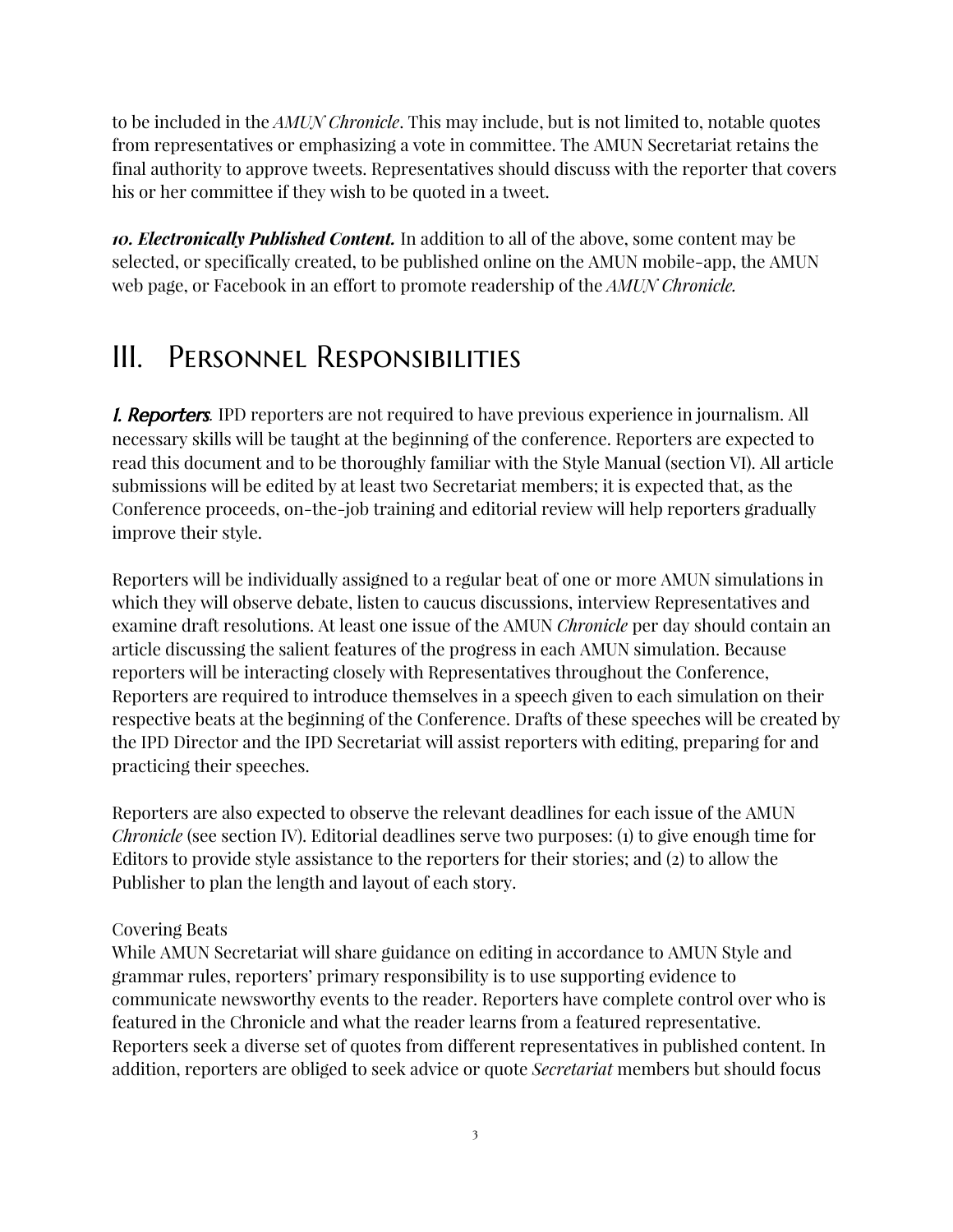to be included in the *AMUN Chronicle*. This may include, but is not limited to, notable quotes from representatives or emphasizing a vote in committee. The AMUN Secretariat retains the final authority to approve tweets. Representatives should discuss with the reporter that covers his or her committee if they wish to be quoted in a tweet.

***10. Electronically Published Content.*** In addition to all of the above, some content may be selected, or specifically created, to be published online on the AMUN mobile-app, the AMUN web page, or Facebook in an effort to promote readership of the *AMUN Chronicle.*

# III. Personnel Responsibilities

***1. Reporters.*** IPD reporters are not required to have previous experience in journalism. All necessary skills will be taught at the beginning of the conference. Reporters are expected to read this document and to be thoroughly familiar with the Style Manual (section VI). All article submissions will be edited by at least two Secretariat members; it is expected that, as the Conference proceeds, on-the-job training and editorial review will help reporters gradually improve their style.

Reporters will be individually assigned to a regular beat of one or more AMUN simulations in which they will observe debate, listen to caucus discussions, interview Representatives and examine draft resolutions. At least one issue of the AMUN *Chronicle* per day should contain an article discussing the salient features of the progress in each AMUN simulation. Because reporters will be interacting closely with Representatives throughout the Conference, Reporters are required to introduce themselves in a speech given to each simulation on their respective beats at the beginning of the Conference. Drafts of these speeches will be created by the IPD Director and the IPD Secretariat will assist reporters with editing, preparing for and practicing their speeches.

Reporters are also expected to observe the relevant deadlines for each issue of the AMUN *Chronicle* (see section IV). Editorial deadlines serve two purposes: (1) to give enough time for Editors to provide style assistance to the reporters for their stories; and (2) to allow the Publisher to plan the length and layout of each story.

Covering Beats
While AMUN Secretariat will share guidance on editing in accordance to AMUN Style and grammar rules, reporters' primary responsibility is to use supporting evidence to communicate newsworthy events to the reader. Reporters have complete control over who is featured in the Chronicle and what the reader learns from a featured representative. Reporters seek a diverse set of quotes from different representatives in published content. In addition, reporters are obliged to seek advice or quote *Secretariat* members but should focus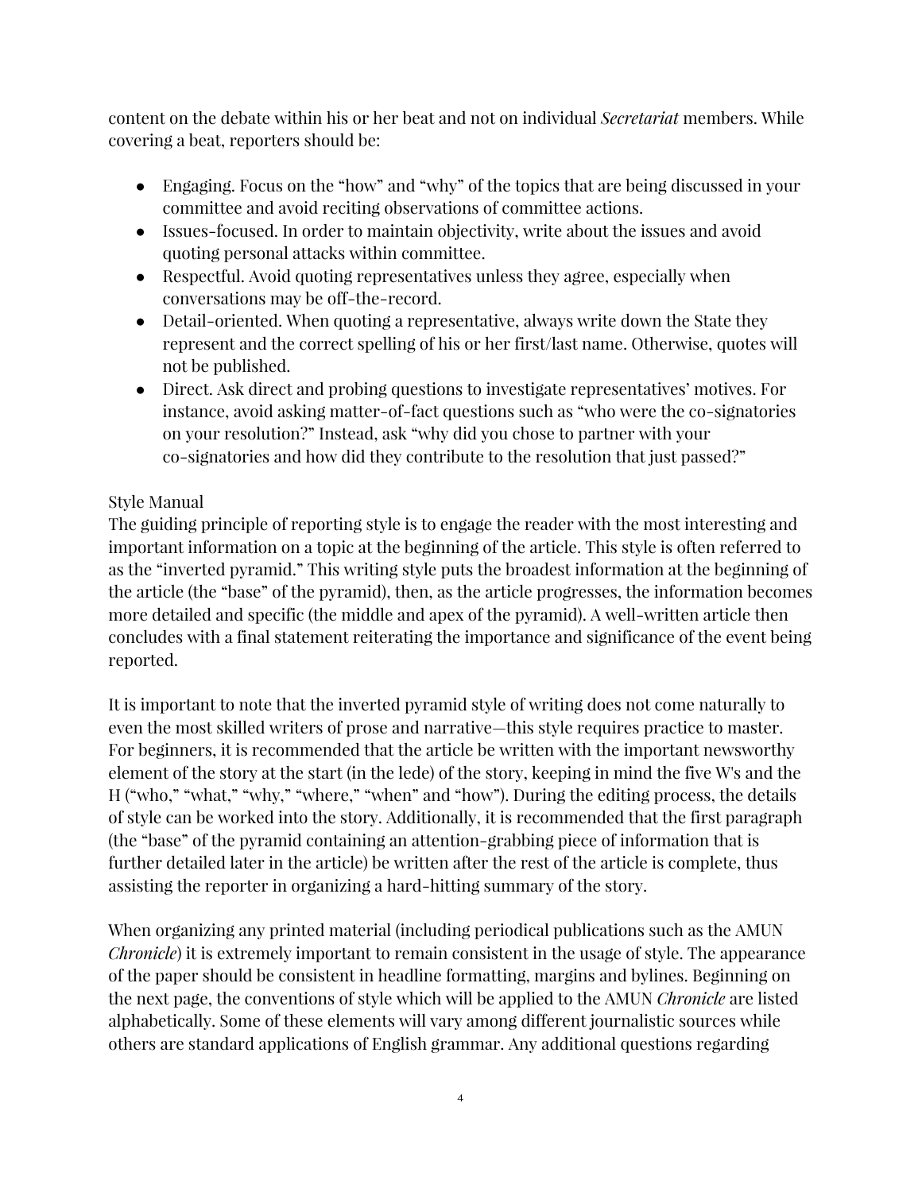content on the debate within his or her beat and not on individual *Secretariat* members. While covering a beat, reporters should be:

- Engaging. Focus on the "how" and "why" of the topics that are being discussed in your committee and avoid reciting observations of committee actions.
- Issues-focused. In order to maintain objectivity, write about the issues and avoid quoting personal attacks within committee.
- Respectful. Avoid quoting representatives unless they agree, especially when conversations may be off-the-record.
- Detail-oriented. When quoting a representative, always write down the State they represent and the correct spelling of his or her first/last name. Otherwise, quotes will not be published.
- Direct. Ask direct and probing questions to investigate representatives' motives. For instance, avoid asking matter-of-fact questions such as "who were the co-signatories on your resolution?" Instead, ask "why did you chose to partner with your co-signatories and how did they contribute to the resolution that just passed?"

## Style Manual

The guiding principle of reporting style is to engage the reader with the most interesting and important information on a topic at the beginning of the article. This style is often referred to as the "inverted pyramid." This writing style puts the broadest information at the beginning of the article (the "base" of the pyramid), then, as the article progresses, the information becomes more detailed and specific (the middle and apex of the pyramid). A well-written article then concludes with a final statement reiterating the importance and significance of the event being reported.

It is important to note that the inverted pyramid style of writing does not come naturally to even the most skilled writers of prose and narrative—this style requires practice to master. For beginners, it is recommended that the article be written with the important newsworthy element of the story at the start (in the lede) of the story, keeping in mind the five W's and the H ("who," "what," "why," "where," "when" and "how"). During the editing process, the details of style can be worked into the story. Additionally, it is recommended that the first paragraph (the "base" of the pyramid containing an attention-grabbing piece of information that is further detailed later in the article) be written after the rest of the article is complete, thus assisting the reporter in organizing a hard-hitting summary of the story.

When organizing any printed material (including periodical publications such as the AMUN *Chronicle*) it is extremely important to remain consistent in the usage of style. The appearance of the paper should be consistent in headline formatting, margins and bylines. Beginning on the next page, the conventions of style which will be applied to the AMUN *Chronicle* are listed alphabetically. Some of these elements will vary among different journalistic sources while others are standard applications of English grammar. Any additional questions regarding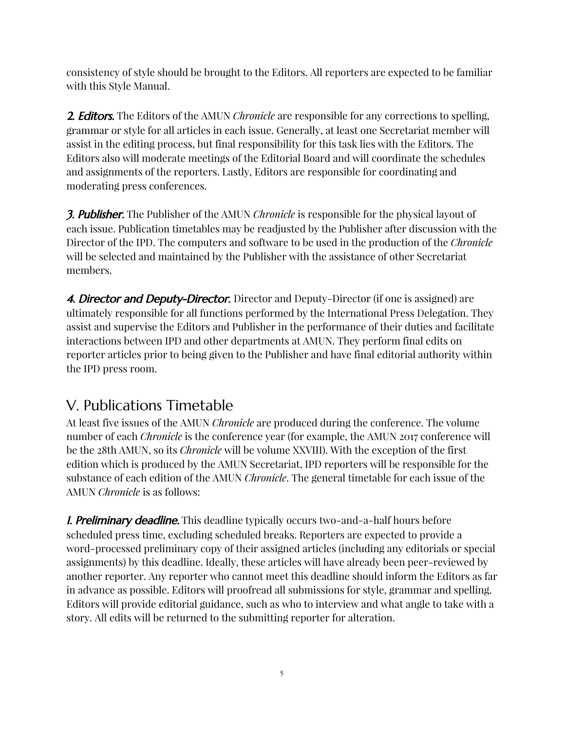consistency of style should be brought to the Editors. All reporters are expected to be familiar with this Style Manual.

***2. Editors.*** The Editors of the AMUN *Chronicle* are responsible for any corrections to spelling, grammar or style for all articles in each issue. Generally, at least one Secretariat member will assist in the editing process, but final responsibility for this task lies with the Editors. The Editors also will moderate meetings of the Editorial Board and will coordinate the schedules and assignments of the reporters. Lastly, Editors are responsible for coordinating and moderating press conferences.

***3. Publisher.*** The Publisher of the AMUN *Chronicle* is responsible for the physical layout of each issue. Publication timetables may be readjusted by the Publisher after discussion with the Director of the IPD. The computers and software to be used in the production of the *Chronicle* will be selected and maintained by the Publisher with the assistance of other Secretariat members.

***4. Director and Deputy-Director.*** Director and Deputy-Director (if one is assigned) are ultimately responsible for all functions performed by the International Press Delegation. They assist and supervise the Editors and Publisher in the performance of their duties and facilitate interactions between IPD and other departments at AMUN. They perform final edits on reporter articles prior to being given to the Publisher and have final editorial authority within the IPD press room.

## V. Publications Timetable

At least five issues of the AMUN *Chronicle* are produced during the conference. The volume number of each *Chronicle* is the conference year (for example, the AMUN 2017 conference will be the 28th AMUN, so its *Chronicle* will be volume XXVIII). With the exception of the first edition which is produced by the AMUN Secretariat, IPD reporters will be responsible for the substance of each edition of the AMUN *Chronicle*. The general timetable for each issue of the AMUN *Chronicle* is as follows:

***1. Preliminary deadline.*** This deadline typically occurs two-and-a-half hours before scheduled press time, excluding scheduled breaks. Reporters are expected to provide a word-processed preliminary copy of their assigned articles (including any editorials or special assignments) by this deadline. Ideally, these articles will have already been peer-reviewed by another reporter. Any reporter who cannot meet this deadline should inform the Editors as far in advance as possible. Editors will proofread all submissions for style, grammar and spelling. Editors will provide editorial guidance, such as who to interview and what angle to take with a story. All edits will be returned to the submitting reporter for alteration.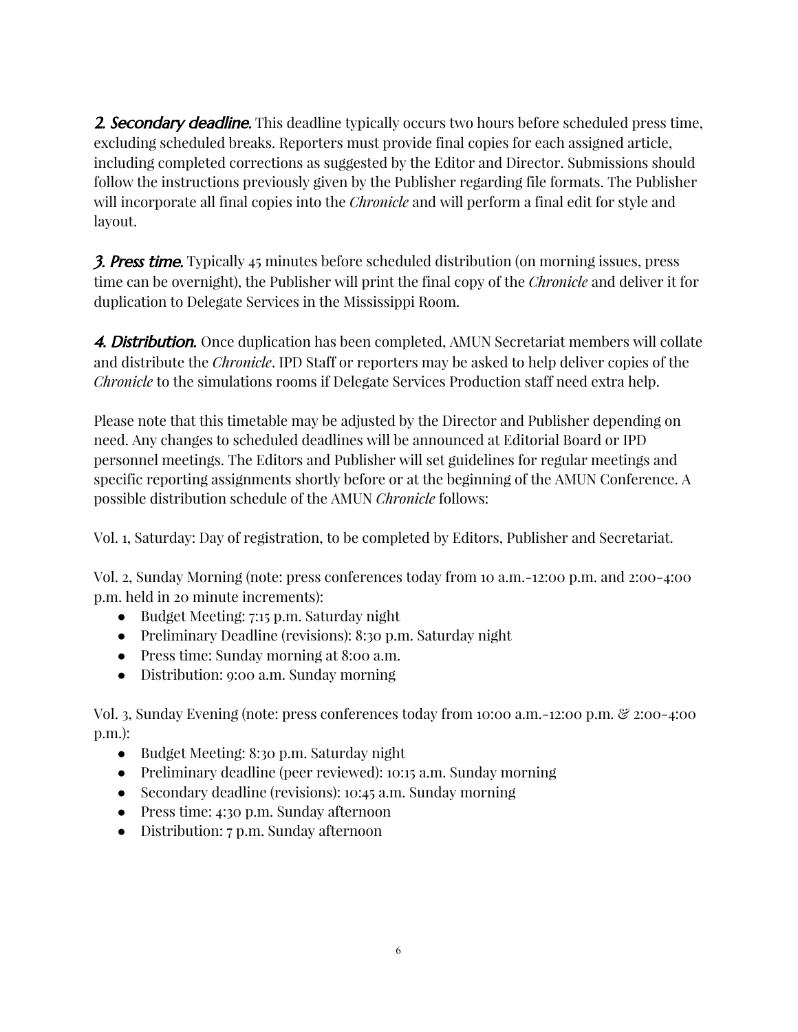***2. Secondary deadline.*** This deadline typically occurs two hours before scheduled press time, excluding scheduled breaks. Reporters must provide final copies for each assigned article, including completed corrections as suggested by the Editor and Director. Submissions should follow the instructions previously given by the Publisher regarding file formats. The Publisher will incorporate all final copies into the *Chronicle* and will perform a final edit for style and layout.

***3. Press time.*** Typically 45 minutes before scheduled distribution (on morning issues, press time can be overnight), the Publisher will print the final copy of the *Chronicle* and deliver it for duplication to Delegate Services in the Mississippi Room.

***4. Distribution.*** Once duplication has been completed, AMUN Secretariat members will collate and distribute the *Chronicle*. IPD Staff or reporters may be asked to help deliver copies of the *Chronicle* to the simulations rooms if Delegate Services Production staff need extra help.

Please note that this timetable may be adjusted by the Director and Publisher depending on need. Any changes to scheduled deadlines will be announced at Editorial Board or IPD personnel meetings. The Editors and Publisher will set guidelines for regular meetings and specific reporting assignments shortly before or at the beginning of the AMUN Conference. A possible distribution schedule of the AMUN *Chronicle* follows:

Vol. 1, Saturday: Day of registration, to be completed by Editors, Publisher and Secretariat.

Vol. 2, Sunday Morning (note: press conferences today from 10 a.m.-12:00 p.m. and 2:00-4:00 p.m. held in 20 minute increments):

- Budget Meeting: 7:15 p.m. Saturday night
- Preliminary Deadline (revisions): 8:30 p.m. Saturday night
- Press time: Sunday morning at 8:00 a.m.
- Distribution: 9:00 a.m. Sunday morning

Vol. 3, Sunday Evening (note: press conferences today from 10:00 a.m.-12:00 p.m. & 2:00-4:00 p.m.):

- Budget Meeting: 8:30 p.m. Saturday night
- Preliminary deadline (peer reviewed): 10:15 a.m. Sunday morning
- Secondary deadline (revisions): 10:45 a.m. Sunday morning
- Press time: 4:30 p.m. Sunday afternoon
- Distribution: 7 p.m. Sunday afternoon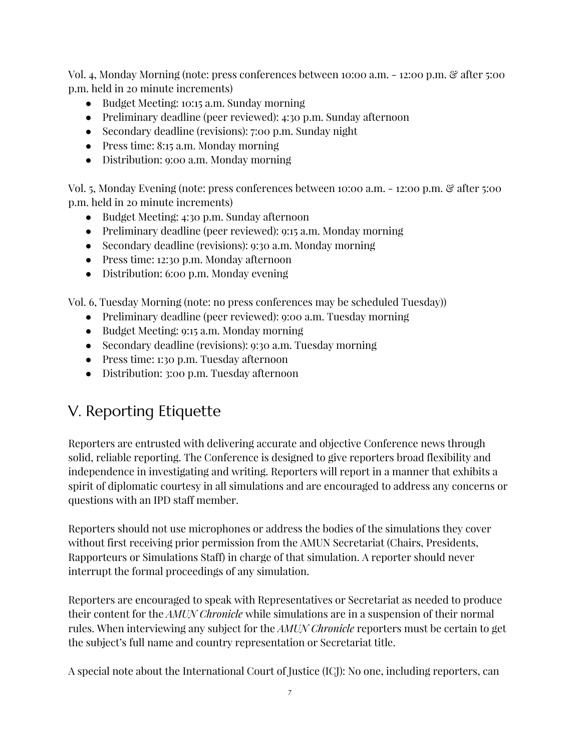Vol. 4, Monday Morning (note: press conferences between 10:00 a.m. - 12:00 p.m. & after 5:00 p.m. held in 20 minute increments)

- Budget Meeting: 10:15 a.m. Sunday morning
- Preliminary deadline (peer reviewed): 4:30 p.m. Sunday afternoon
- Secondary deadline (revisions): 7:00 p.m. Sunday night
- Press time: 8:15 a.m. Monday morning
- Distribution: 9:00 a.m. Monday morning

Vol. 5, Monday Evening (note: press conferences between 10:00 a.m. - 12:00 p.m. & after 5:00 p.m. held in 20 minute increments)

- Budget Meeting: 4:30 p.m. Sunday afternoon
- Preliminary deadline (peer reviewed): 9:15 a.m. Monday morning
- Secondary deadline (revisions): 9:30 a.m. Monday morning
- Press time: 12:30 p.m. Monday afternoon
- Distribution: 6:00 p.m. Monday evening

Vol. 6, Tuesday Morning (note: no press conferences may be scheduled Tuesday))

- Preliminary deadline (peer reviewed): 9:00 a.m. Tuesday morning
- Budget Meeting: 9:15 a.m. Monday morning
- Secondary deadline (revisions): 9:30 a.m. Tuesday morning
- Press time: 1:30 p.m. Tuesday afternoon
- Distribution: 3:00 p.m. Tuesday afternoon

## V. Reporting Etiquette

Reporters are entrusted with delivering accurate and objective Conference news through solid, reliable reporting. The Conference is designed to give reporters broad flexibility and independence in investigating and writing. Reporters will report in a manner that exhibits a spirit of diplomatic courtesy in all simulations and are encouraged to address any concerns or questions with an IPD staff member.

Reporters should not use microphones or address the bodies of the simulations they cover without first receiving prior permission from the AMUN Secretariat (Chairs, Presidents, Rapporteurs or Simulations Staff) in charge of that simulation. A reporter should never interrupt the formal proceedings of any simulation.

Reporters are encouraged to speak with Representatives or Secretariat as needed to produce their content for the *AMUN Chronicle* while simulations are in a suspension of their normal rules. When interviewing any subject for the *AMUN Chronicle* reporters must be certain to get the subject's full name and country representation or Secretariat title.

A special note about the International Court of Justice (ICJ): No one, including reporters, can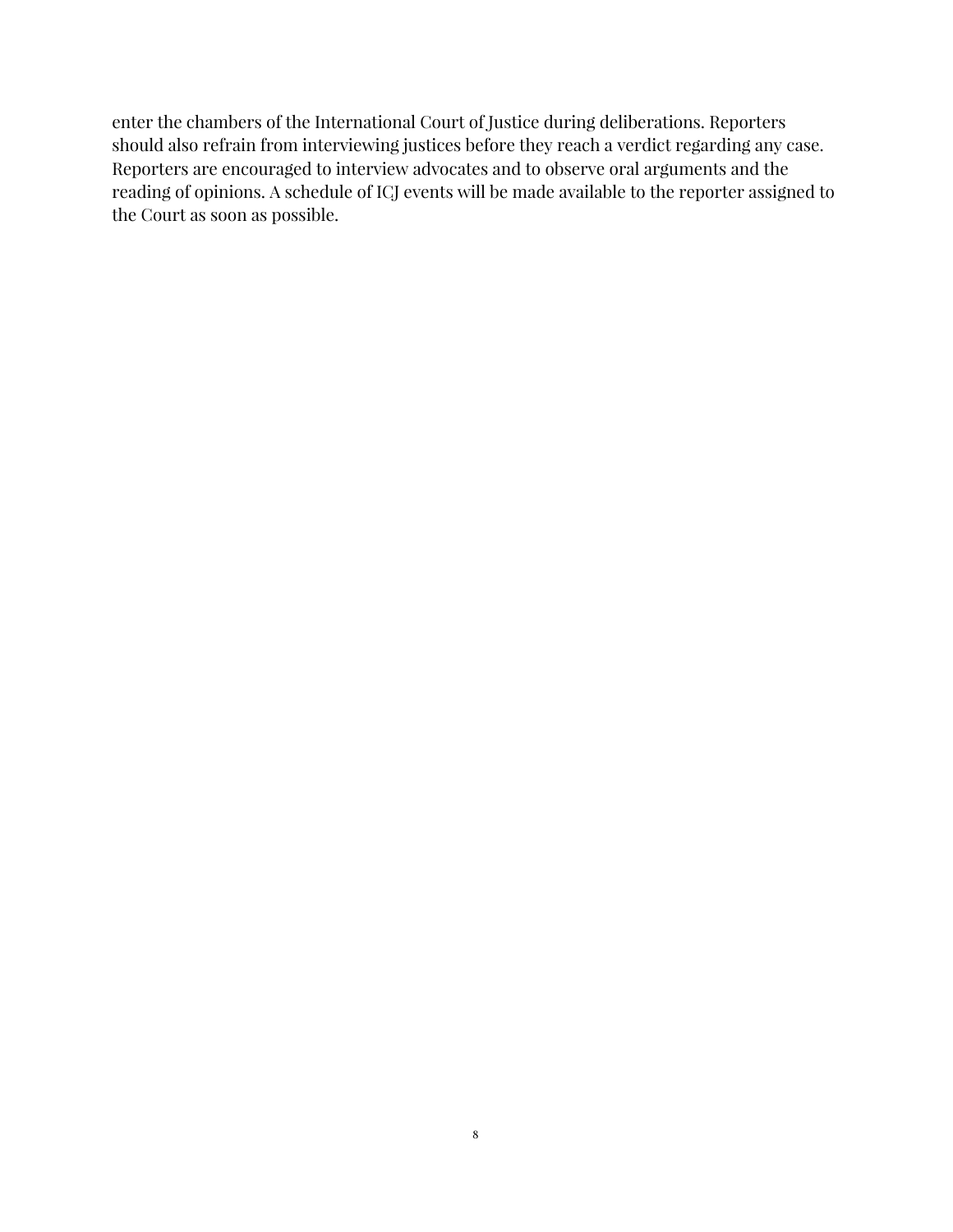enter the chambers of the International Court of Justice during deliberations. Reporters should also refrain from interviewing justices before they reach a verdict regarding any case. Reporters are encouraged to interview advocates and to observe oral arguments and the reading of opinions. A schedule of ICJ events will be made available to the reporter assigned to the Court as soon as possible.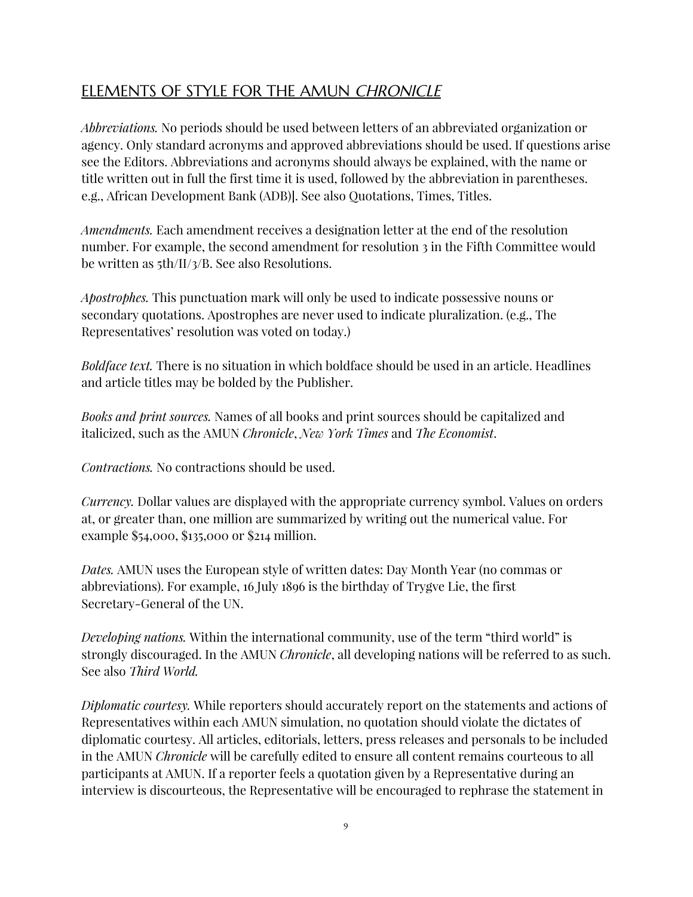## ELEMENTS OF STYLE FOR THE AMUN *CHRONICLE*

*Abbreviations.* No periods should be used between letters of an abbreviated organization or agency. Only standard acronyms and approved abbreviations should be used. If questions arise see the Editors. Abbreviations and acronyms should always be explained, with the name or title written out in full the first time it is used, followed by the abbreviation in parentheses. e.g., African Development Bank (ADB)]. See also Quotations, Times, Titles.

*Amendments.* Each amendment receives a designation letter at the end of the resolution number. For example, the second amendment for resolution 3 in the Fifth Committee would be written as 5th/II/3/B. See also Resolutions.

*Apostrophes.* This punctuation mark will only be used to indicate possessive nouns or secondary quotations. Apostrophes are never used to indicate pluralization. (e.g., The Representatives' resolution was voted on today.)

*Boldface text.* There is no situation in which boldface should be used in an article. Headlines and article titles may be bolded by the Publisher.

*Books and print sources.* Names of all books and print sources should be capitalized and italicized, such as the AMUN *Chronicle*, *New York Times* and *The Economist*.

*Contractions.* No contractions should be used.

*Currency.* Dollar values are displayed with the appropriate currency symbol. Values on orders at, or greater than, one million are summarized by writing out the numerical value. For example $54,000, $135,000 or $214 million.

*Dates.* AMUN uses the European style of written dates: Day Month Year (no commas or abbreviations). For example, 16 July 1896 is the birthday of Trygve Lie, the first Secretary-General of the UN.

*Developing nations.* Within the international community, use of the term "third world" is strongly discouraged. In the AMUN *Chronicle*, all developing nations will be referred to as such. See also *Third World.*

*Diplomatic courtesy.* While reporters should accurately report on the statements and actions of Representatives within each AMUN simulation, no quotation should violate the dictates of diplomatic courtesy. All articles, editorials, letters, press releases and personals to be included in the AMUN *Chronicle* will be carefully edited to ensure all content remains courteous to all participants at AMUN. If a reporter feels a quotation given by a Representative during an interview is discourteous, the Representative will be encouraged to rephrase the statement in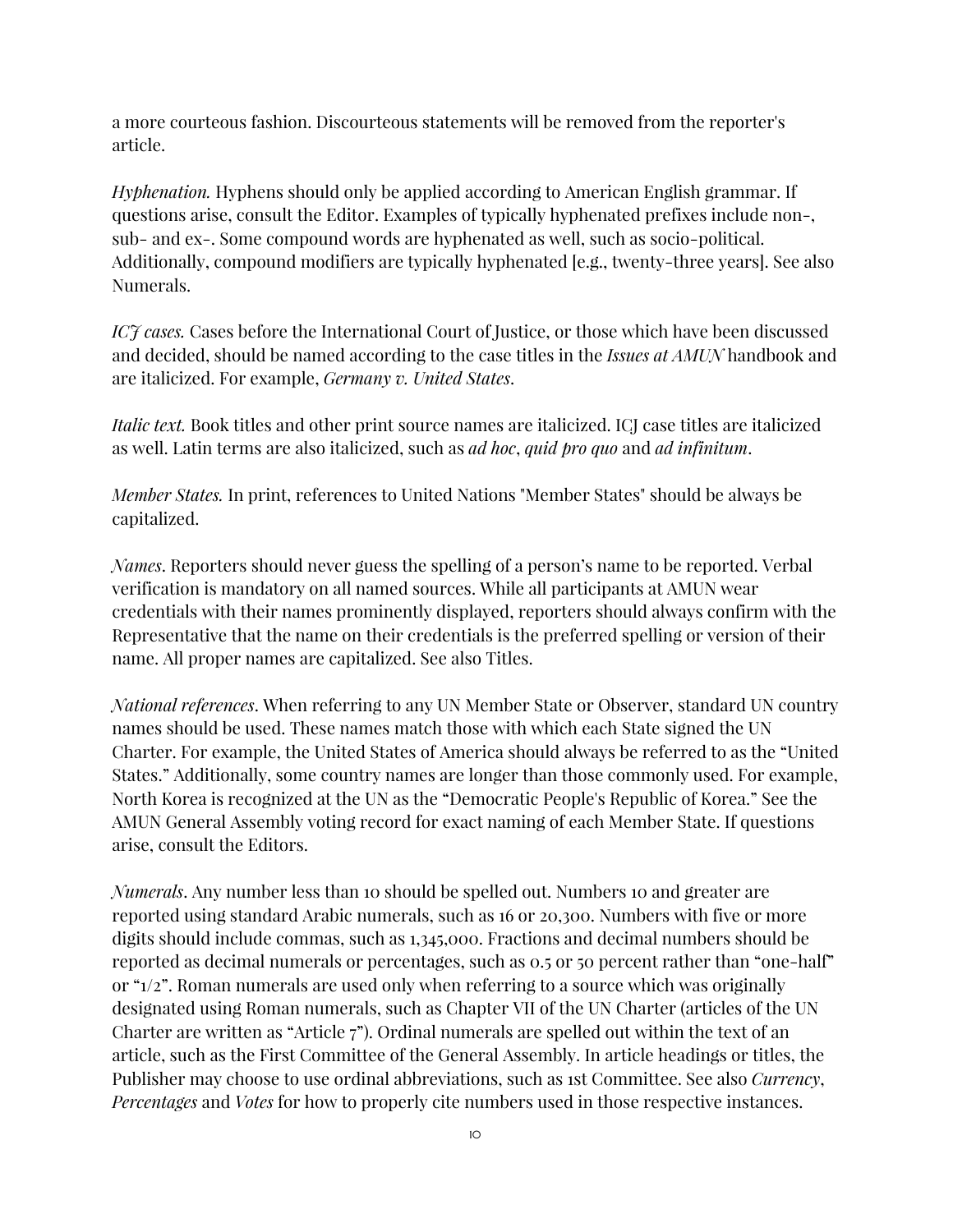a more courteous fashion. Discourteous statements will be removed from the reporter's article.

*Hyphenation.* Hyphens should only be applied according to American English grammar. If questions arise, consult the Editor. Examples of typically hyphenated prefixes include non-, sub- and ex-. Some compound words are hyphenated as well, such as socio-political. Additionally, compound modifiers are typically hyphenated [e.g., twenty-three years]. See also Numerals.

*ICJ cases.* Cases before the International Court of Justice, or those which have been discussed and decided, should be named according to the case titles in the *Issues at AMUN* handbook and are italicized. For example, *Germany v. United States*.

*Italic text.* Book titles and other print source names are italicized. ICJ case titles are italicized as well. Latin terms are also italicized, such as *ad hoc*, *quid pro quo* and *ad infinitum*.

*Member States.* In print, references to United Nations "Member States" should be always be capitalized.

*Names*. Reporters should never guess the spelling of a person's name to be reported. Verbal verification is mandatory on all named sources. While all participants at AMUN wear credentials with their names prominently displayed, reporters should always confirm with the Representative that the name on their credentials is the preferred spelling or version of their name. All proper names are capitalized. See also Titles.

*National references*. When referring to any UN Member State or Observer, standard UN country names should be used. These names match those with which each State signed the UN Charter. For example, the United States of America should always be referred to as the "United States." Additionally, some country names are longer than those commonly used. For example, North Korea is recognized at the UN as the "Democratic People's Republic of Korea." See the AMUN General Assembly voting record for exact naming of each Member State. If questions arise, consult the Editors.

*Numerals*. Any number less than 10 should be spelled out. Numbers 10 and greater are reported using standard Arabic numerals, such as 16 or 20,300. Numbers with five or more digits should include commas, such as 1,345,000. Fractions and decimal numbers should be reported as decimal numerals or percentages, such as 0.5 or 50 percent rather than "one-half" or "1/2". Roman numerals are used only when referring to a source which was originally designated using Roman numerals, such as Chapter VII of the UN Charter (articles of the UN Charter are written as "Article 7"). Ordinal numerals are spelled out within the text of an article, such as the First Committee of the General Assembly. In article headings or titles, the Publisher may choose to use ordinal abbreviations, such as 1st Committee. See also *Currency*, *Percentages* and *Votes* for how to properly cite numbers used in those respective instances.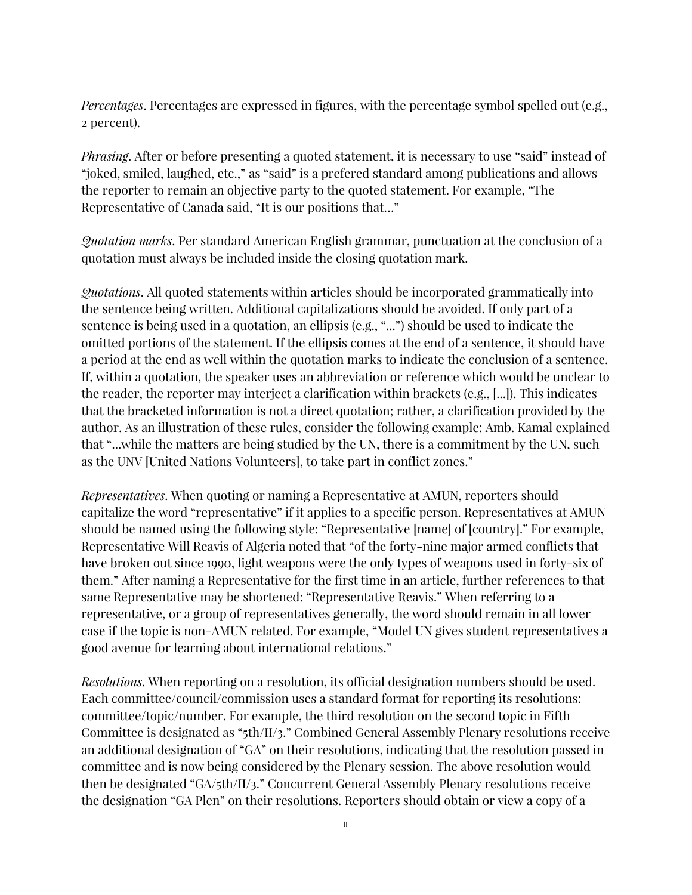*Percentages*. Percentages are expressed in figures, with the percentage symbol spelled out (e.g., 2 percent).

*Phrasing*. After or before presenting a quoted statement, it is necessary to use "said" instead of "joked, smiled, laughed, etc.," as "said" is a prefered standard among publications and allows the reporter to remain an objective party to the quoted statement. For example, "The Representative of Canada said, "It is our positions that…"

*Quotation marks*. Per standard American English grammar, punctuation at the conclusion of a quotation must always be included inside the closing quotation mark.

*Quotations*. All quoted statements within articles should be incorporated grammatically into the sentence being written. Additional capitalizations should be avoided. If only part of a sentence is being used in a quotation, an ellipsis (e.g., "...") should be used to indicate the omitted portions of the statement. If the ellipsis comes at the end of a sentence, it should have a period at the end as well within the quotation marks to indicate the conclusion of a sentence. If, within a quotation, the speaker uses an abbreviation or reference which would be unclear to the reader, the reporter may interject a clarification within brackets (e.g., [...]). This indicates that the bracketed information is not a direct quotation; rather, a clarification provided by the author. As an illustration of these rules, consider the following example: Amb. Kamal explained that "...while the matters are being studied by the UN, there is a commitment by the UN, such as the UNV [United Nations Volunteers], to take part in conflict zones."

*Representatives*. When quoting or naming a Representative at AMUN, reporters should capitalize the word "representative" if it applies to a specific person. Representatives at AMUN should be named using the following style: "Representative [name] of [country]." For example, Representative Will Reavis of Algeria noted that "of the forty-nine major armed conflicts that have broken out since 1990, light weapons were the only types of weapons used in forty-six of them." After naming a Representative for the first time in an article, further references to that same Representative may be shortened: "Representative Reavis." When referring to a representative, or a group of representatives generally, the word should remain in all lower case if the topic is non-AMUN related. For example, "Model UN gives student representatives a good avenue for learning about international relations."

*Resolutions*. When reporting on a resolution, its official designation numbers should be used. Each committee/council/commission uses a standard format for reporting its resolutions: committee/topic/number. For example, the third resolution on the second topic in Fifth Committee is designated as "5th/II/3." Combined General Assembly Plenary resolutions receive an additional designation of "GA" on their resolutions, indicating that the resolution passed in committee and is now being considered by the Plenary session. The above resolution would then be designated "GA/5th/II/3." Concurrent General Assembly Plenary resolutions receive the designation "GA Plen" on their resolutions. Reporters should obtain or view a copy of a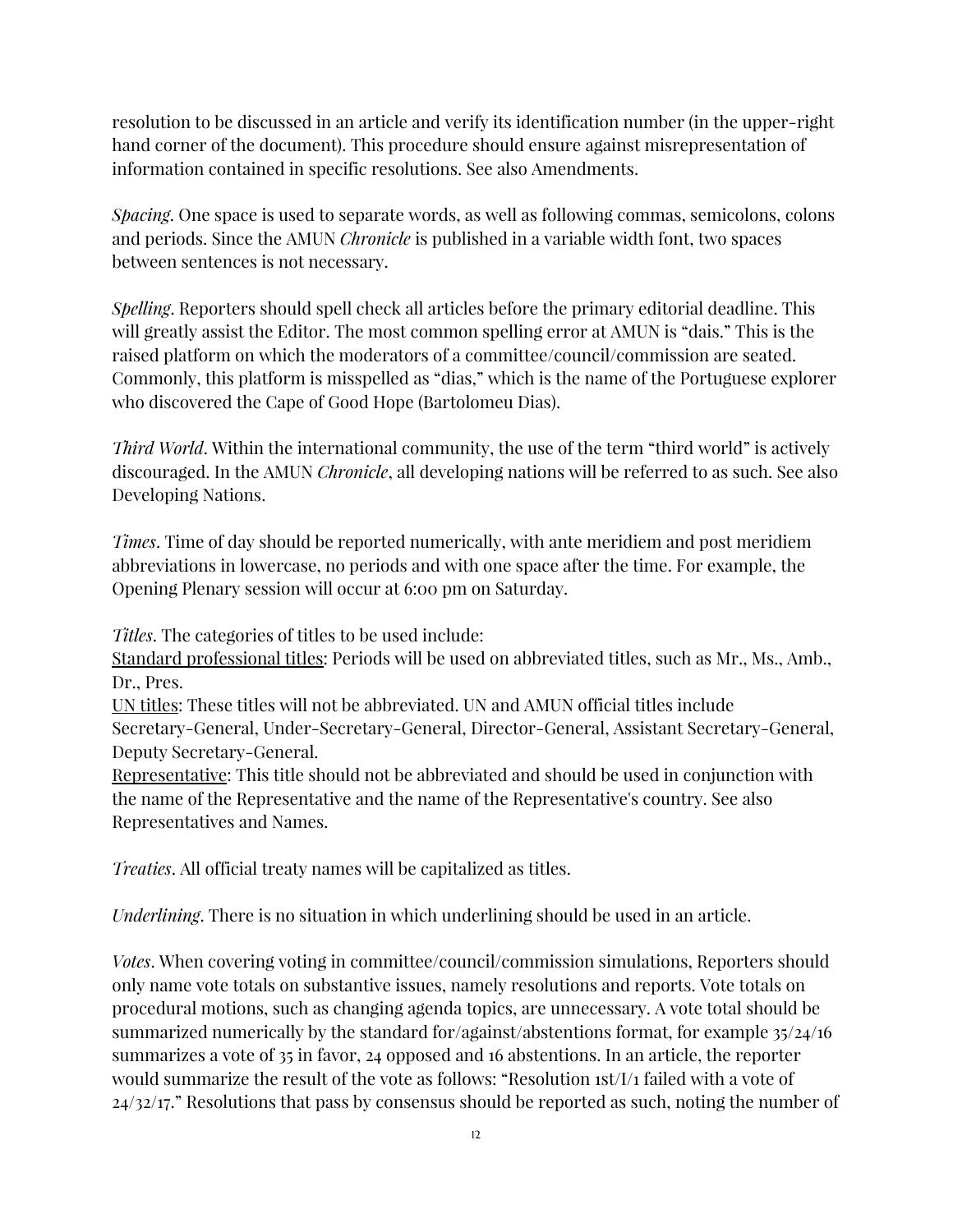resolution to be discussed in an article and verify its identification number (in the upper-right hand corner of the document). This procedure should ensure against misrepresentation of information contained in specific resolutions. See also Amendments.

*Spacing*. One space is used to separate words, as well as following commas, semicolons, colons and periods. Since the AMUN *Chronicle* is published in a variable width font, two spaces between sentences is not necessary.

*Spelling*. Reporters should spell check all articles before the primary editorial deadline. This will greatly assist the Editor. The most common spelling error at AMUN is "dais." This is the raised platform on which the moderators of a committee/council/commission are seated. Commonly, this platform is misspelled as "dias," which is the name of the Portuguese explorer who discovered the Cape of Good Hope (Bartolomeu Dias).

*Third World*. Within the international community, the use of the term "third world" is actively discouraged. In the AMUN *Chronicle*, all developing nations will be referred to as such. See also Developing Nations.

*Times*. Time of day should be reported numerically, with ante meridiem and post meridiem abbreviations in lowercase, no periods and with one space after the time. For example, the Opening Plenary session will occur at 6:00 pm on Saturday.

*Titles*. The categories of titles to be used include:
Standard professional titles: Periods will be used on abbreviated titles, such as Mr., Ms., Amb., Dr., Pres.
UN titles: These titles will not be abbreviated. UN and AMUN official titles include Secretary-General, Under-Secretary-General, Director-General, Assistant Secretary-General, Deputy Secretary-General.
Representative: This title should not be abbreviated and should be used in conjunction with the name of the Representative and the name of the Representative's country. See also Representatives and Names.

*Treaties*. All official treaty names will be capitalized as titles.

*Underlining*. There is no situation in which underlining should be used in an article.

*Votes*. When covering voting in committee/council/commission simulations, Reporters should only name vote totals on substantive issues, namely resolutions and reports. Vote totals on procedural motions, such as changing agenda topics, are unnecessary. A vote total should be summarized numerically by the standard for/against/abstentions format, for example 35/24/16 summarizes a vote of 35 in favor, 24 opposed and 16 abstentions. In an article, the reporter would summarize the result of the vote as follows: "Resolution 1st/I/1 failed with a vote of 24/32/17." Resolutions that pass by consensus should be reported as such, noting the number of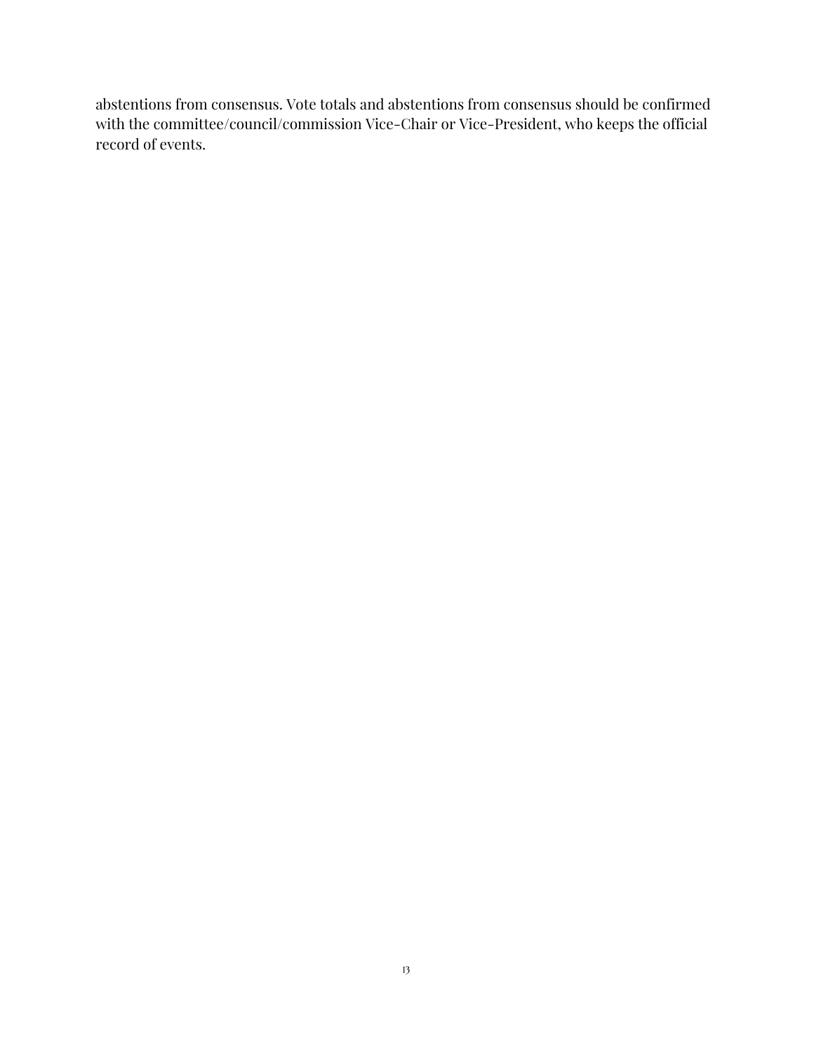abstentions from consensus. Vote totals and abstentions from consensus should be confirmed with the committee/council/commission Vice-Chair or Vice-President, who keeps the official record of events.